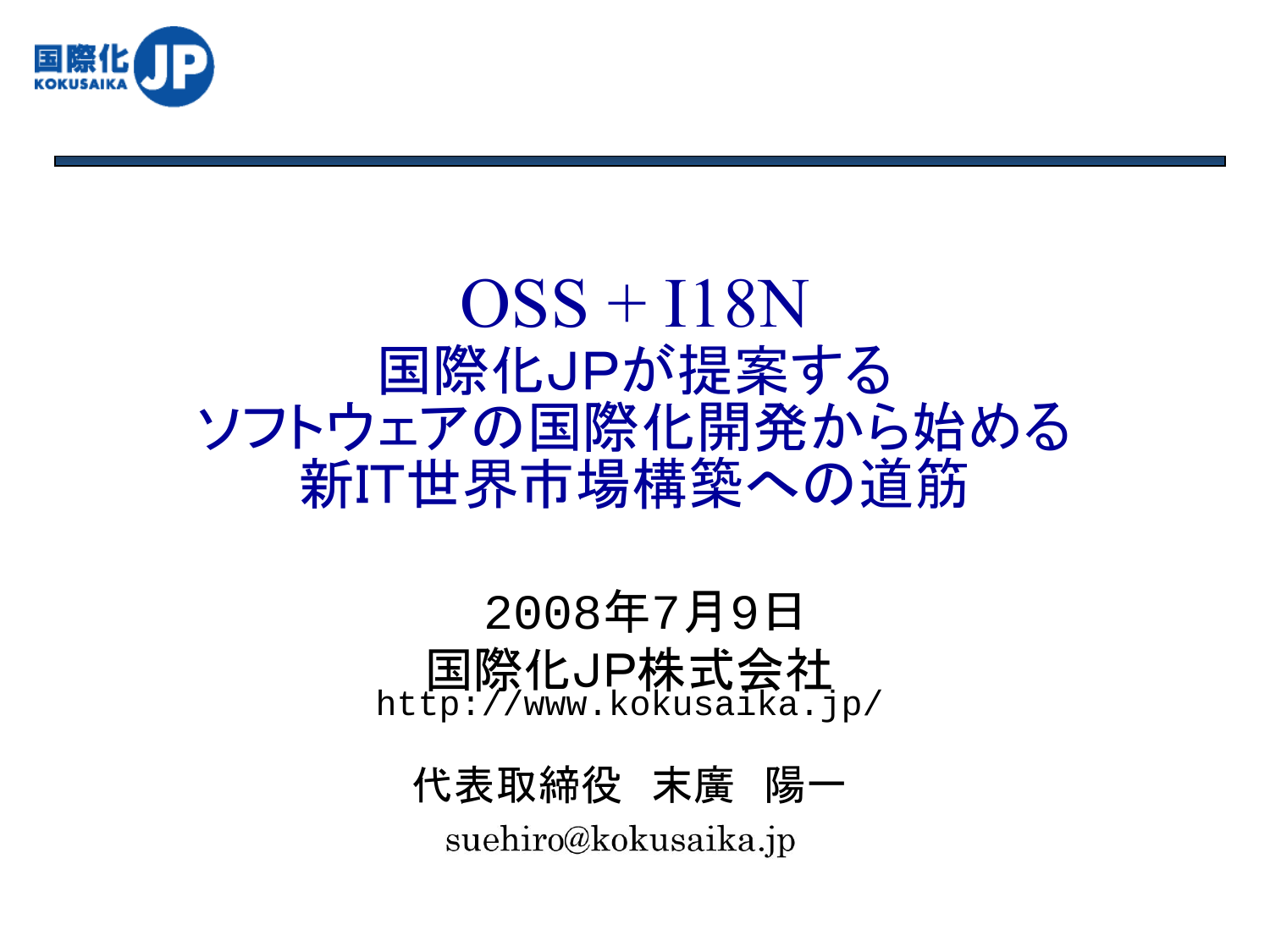国際化 KOKUSAIKA JP

# OSS + I18N

## 国際化JPが提案する
## ソフトウェアの国際化開発から始める
## 新IT世界市場構築への道筋

2008年7月9日

国際化JP株式会社

http://www.kokusaika.jp/

代表取締役　末廣　陽一

suehiro@kokusaika.jp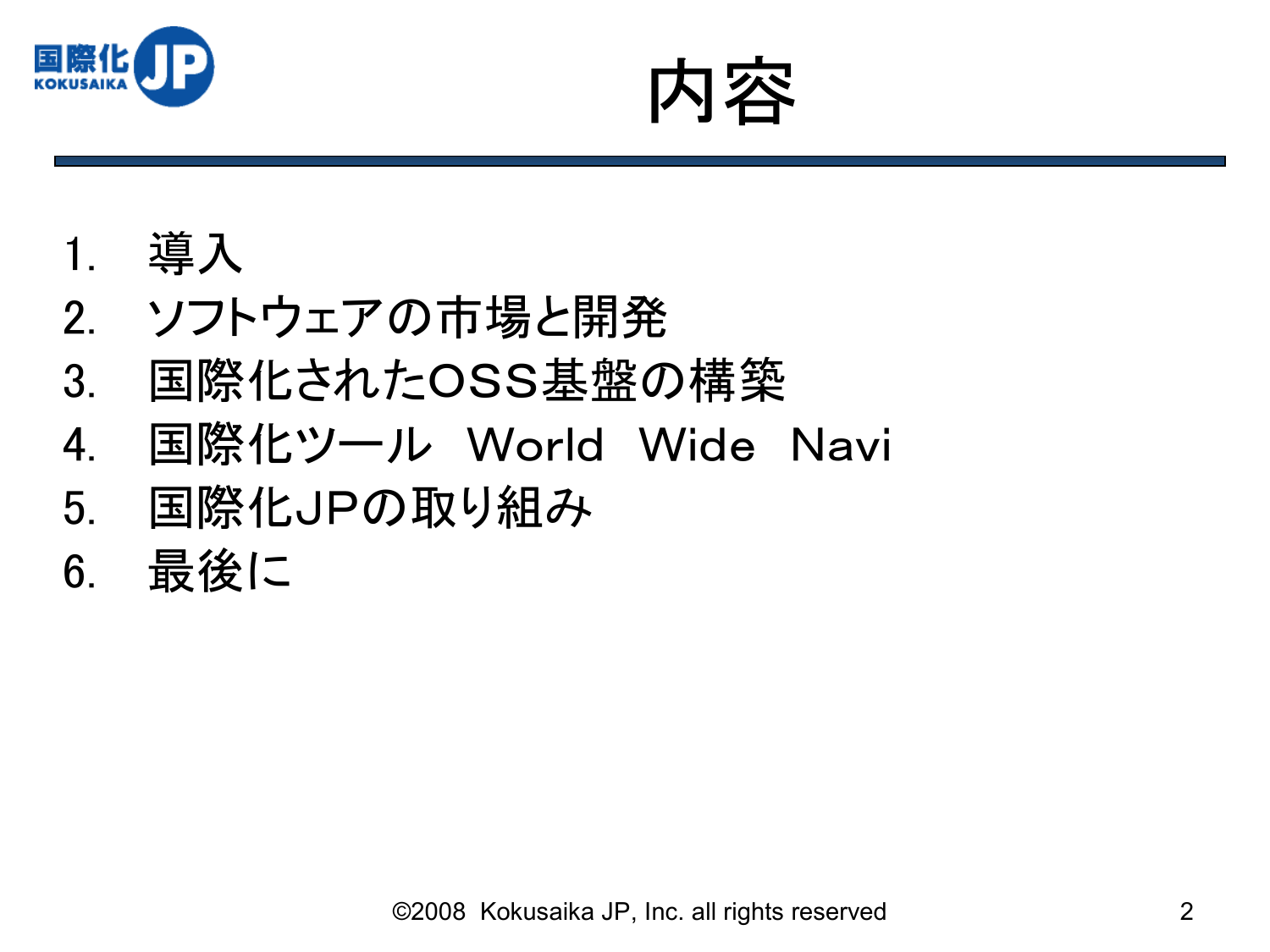# 内容

1. 導入
2. ソフトウェアの市場と開発
3. 国際化されたOSS基盤の構築
4. 国際化ツール World Wide Navi
5. 国際化JPの取り組み
6. 最後に

©2008 Kokusaika JP, Inc. all rights reserved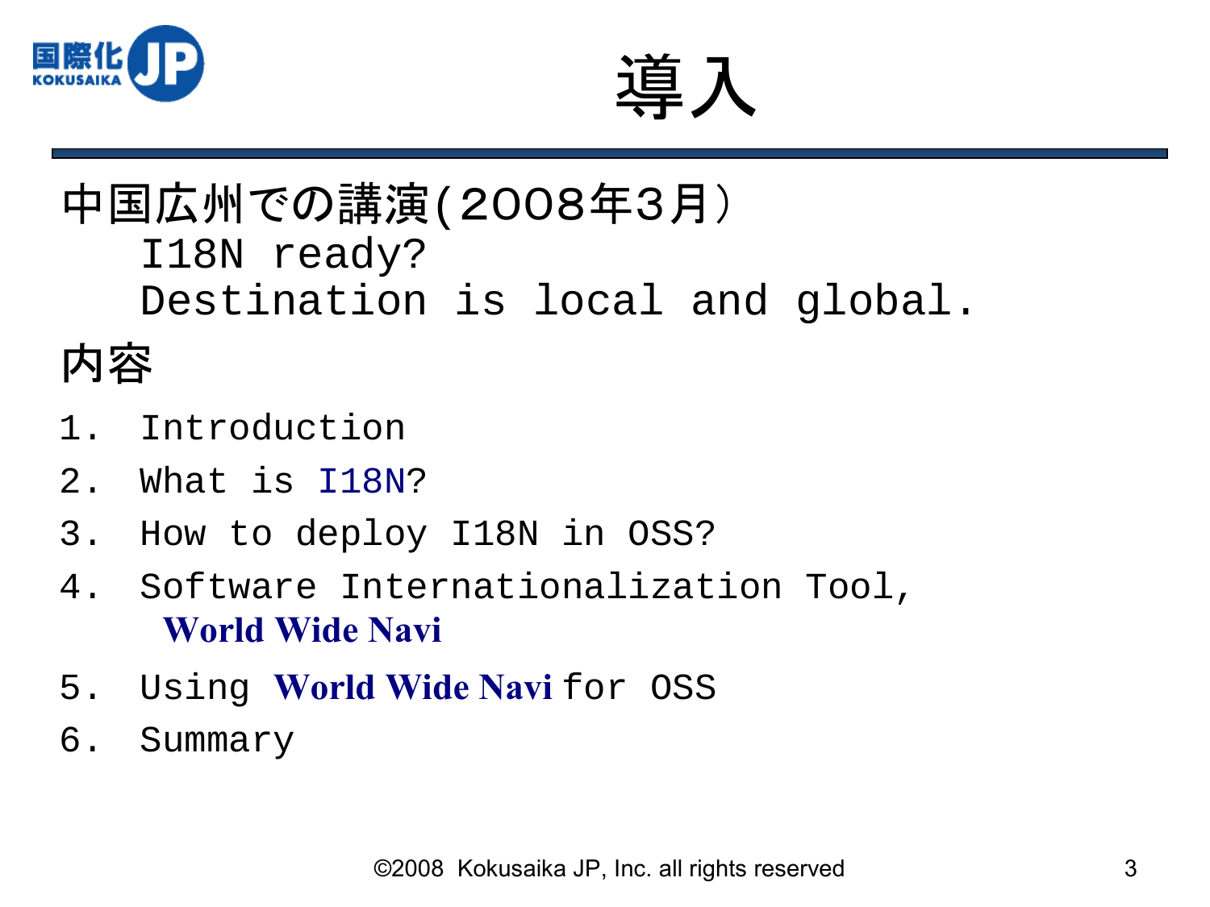# 導入

中国広州での講演(2008年3月)

I18N ready?

Destination is local and global.

内容

1. Introduction
2. What is I18N?
3. How to deploy I18N in OSS?
4. Software Internationalization Tool, **World Wide Navi**
5. Using **World Wide Navi** for OSS
6. Summary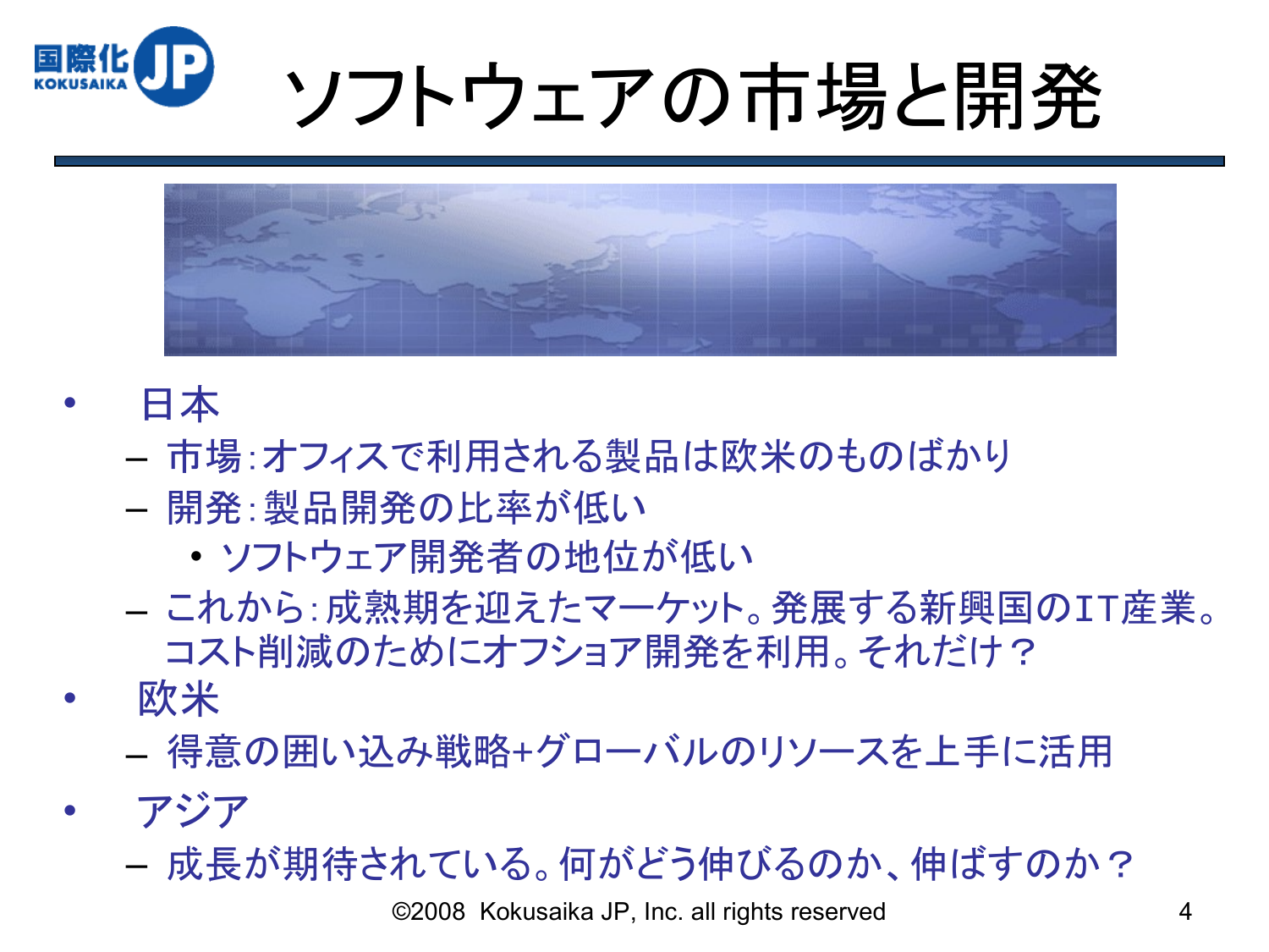# ソフトウェアの市場と開発

- 日本
  - 市場：オフィスで利用される製品は欧米のものばかり
  - 開発：製品開発の比率が低い
    - ソフトウェア開発者の地位が低い
  - これから：成熟期を迎えたマーケット。発展する新興国のIT産業。コスト削減のためにオフショア開発を利用。それだけ？
- 欧米
  - 得意の囲い込み戦略+グローバルのリソースを上手に活用
- アジア
  - 成長が期待されている。何がどう伸びるのか、伸ばすのか？

©2008 Kokusaika JP, Inc. all rights reserved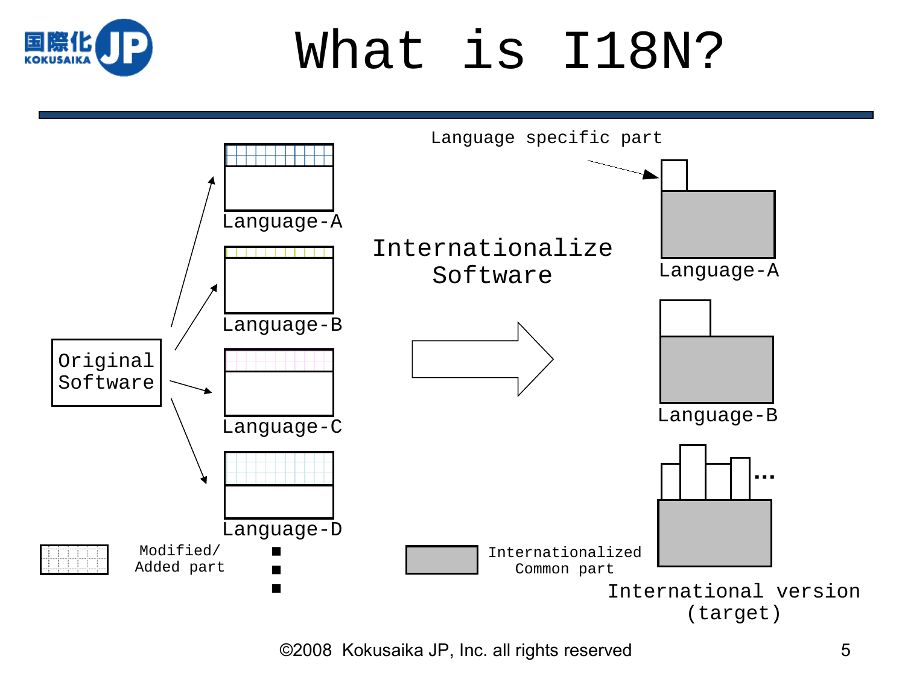# What is I18N?

Language specific part

Original Software

Language-A

Language-B

Language-C

Language-D

Internationalize Software

Language-A

Language-B

...

Modified/ Added part

Internationalized Common part

International version (target)

©2008 Kokusaika JP, Inc. all rights reserved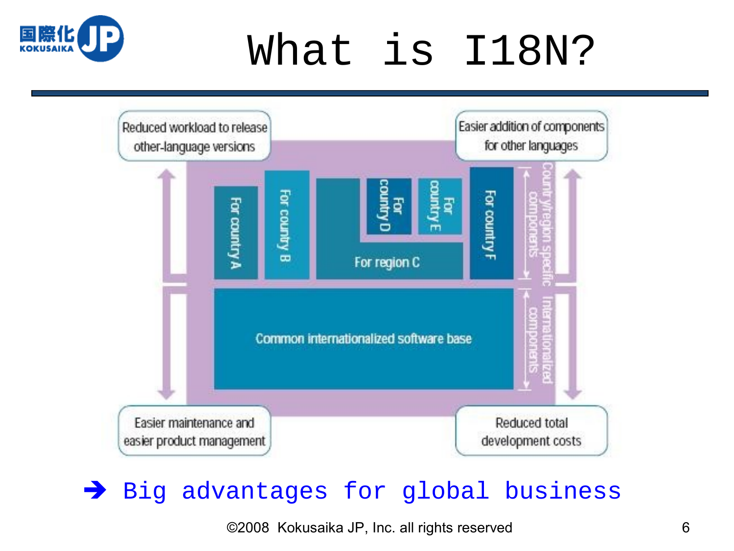# What is I18N?

Reduced workload to release other-language versions

Easier addition of components for other languages

For country A

For country B

For country D

For country E

For region C

For country F

Country/region specific components

Common internationalized software base

Internationalized components

Easier maintenance and easier product management

Reduced total development costs

➔ Big advantages for global business

©2008 Kokusaika JP, Inc. all rights reserved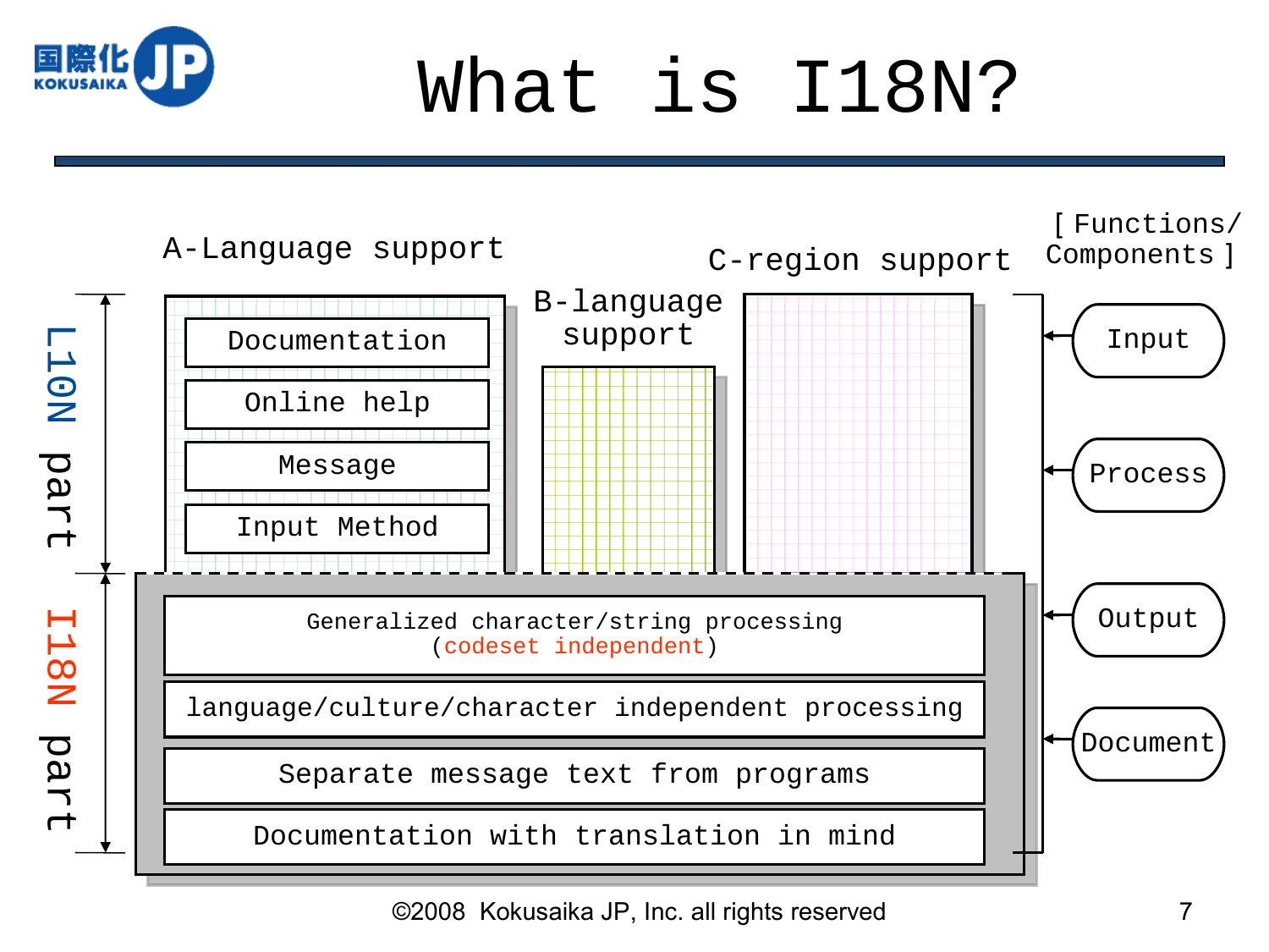# What is I18N?

A-Language support

B-language support

C-region support

[ Functions/ Components ]

L10N part

- Documentation
- Online help
- Message
- Input Method

I18N part

- Generalized character/string processing (codeset independent)
- language/culture/character independent processing
- Separate message text from programs
- Documentation with translation in mind

Input

Process

Output

Document

©2008 Kokusaika JP, Inc. all rights reserved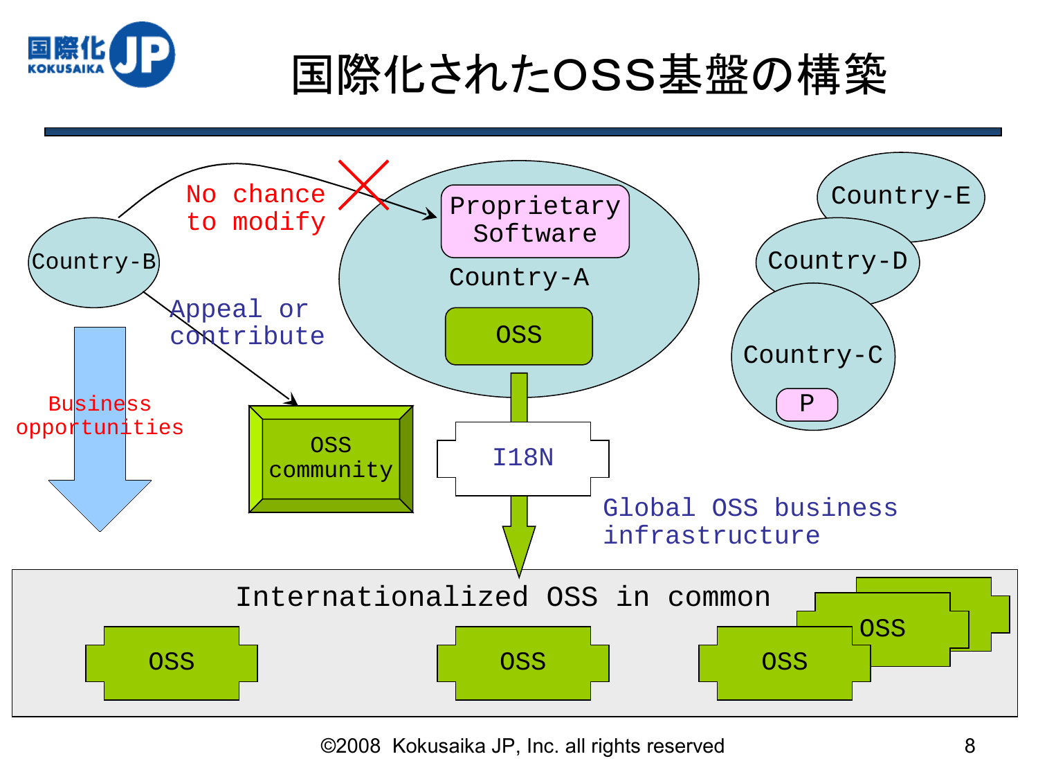# 国際化されたOSS基盤の構築

No chance to modify

Proprietary Software

Country-A

OSS

Country-B

Appeal or contribute

Business opportunities

OSS community

I18N

Country-E

Country-D

Country-C

P

Global OSS business infrastructure

Internationalized OSS in common

OSS

OSS

OSS

OSS

©2008 Kokusaika JP, Inc. all rights reserved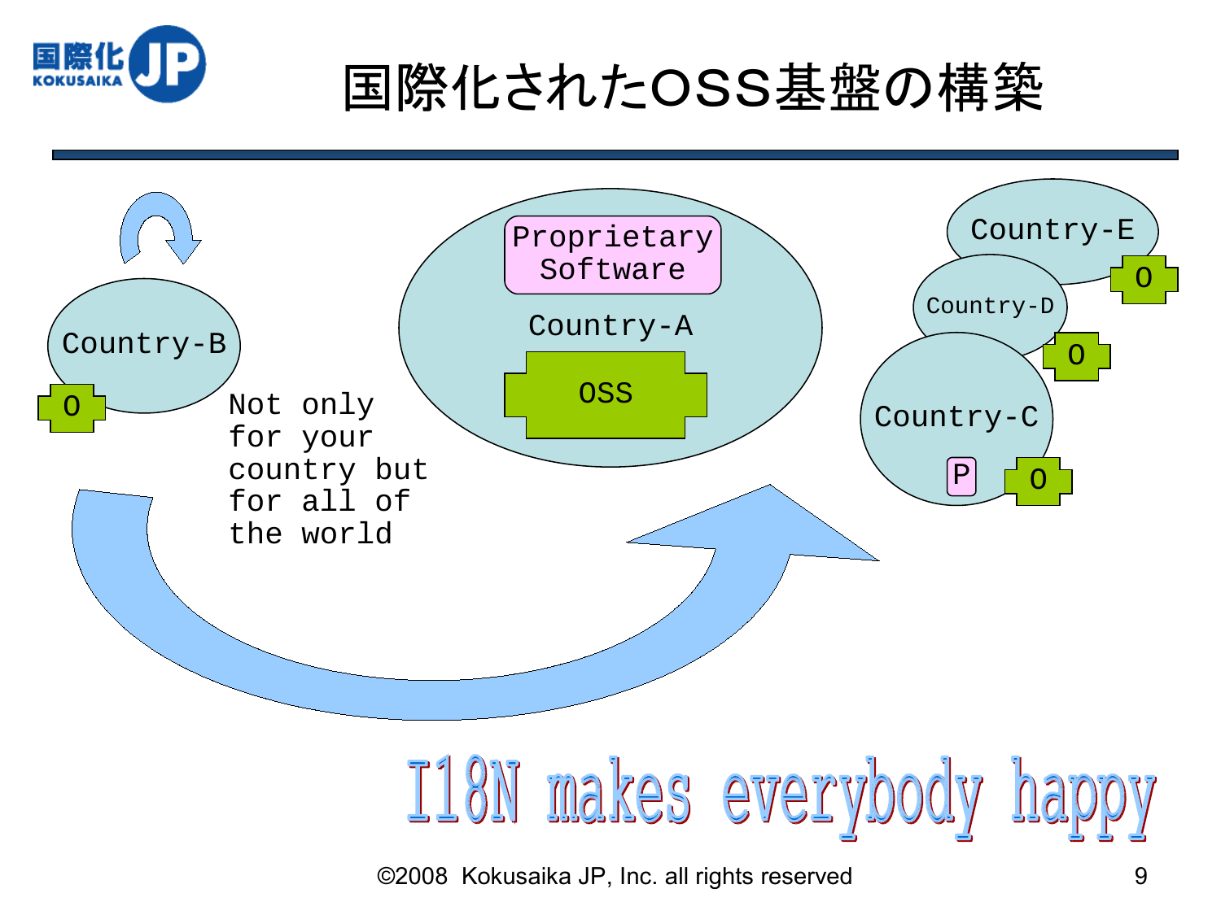# 国際化されたOSS基盤の構築

Proprietary Software

Country-A

OSS

Country-B

O

Not only for your country but for all of the world

Country-E

O

Country-D

O

Country-C

P

O

I18N makes everybody happy

©2008 Kokusaika JP, Inc. all rights reserved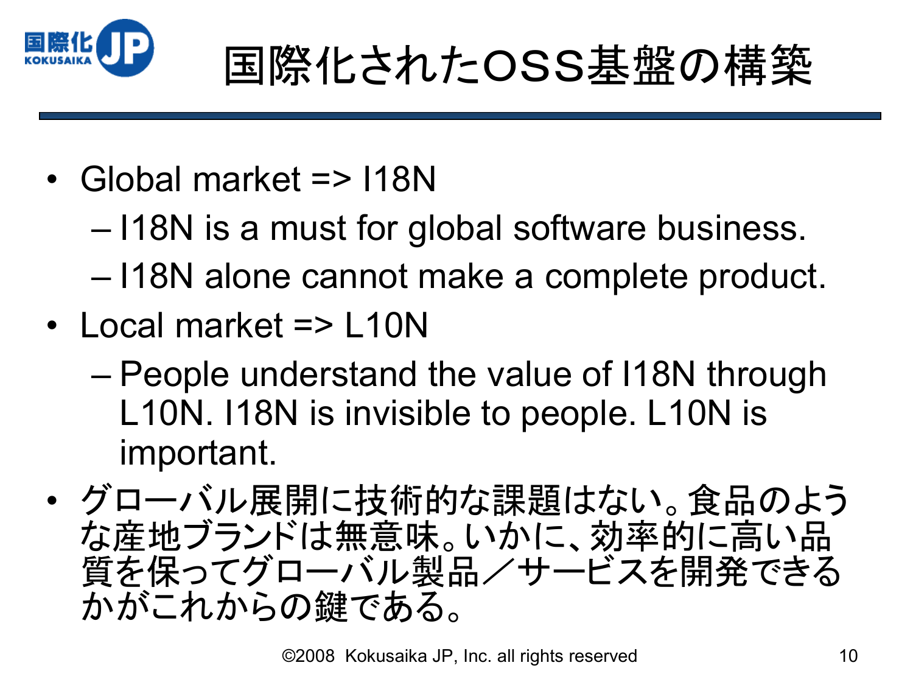# 国際化されたOSS基盤の構築

- Global market => I18N
  - I18N is a must for global software business.
  - I18N alone cannot make a complete product.
- Local market => L10N
  - People understand the value of I18N through L10N. I18N is invisible to people. L10N is important.
- グローバル展開に技術的な課題はない。食品のような産地ブランドは無意味。いかに、効率的に高い品質を保ってグローバル製品／サービスを開発できるかがこれからの鍵である。

©2008 Kokusaika JP, Inc. all rights reserved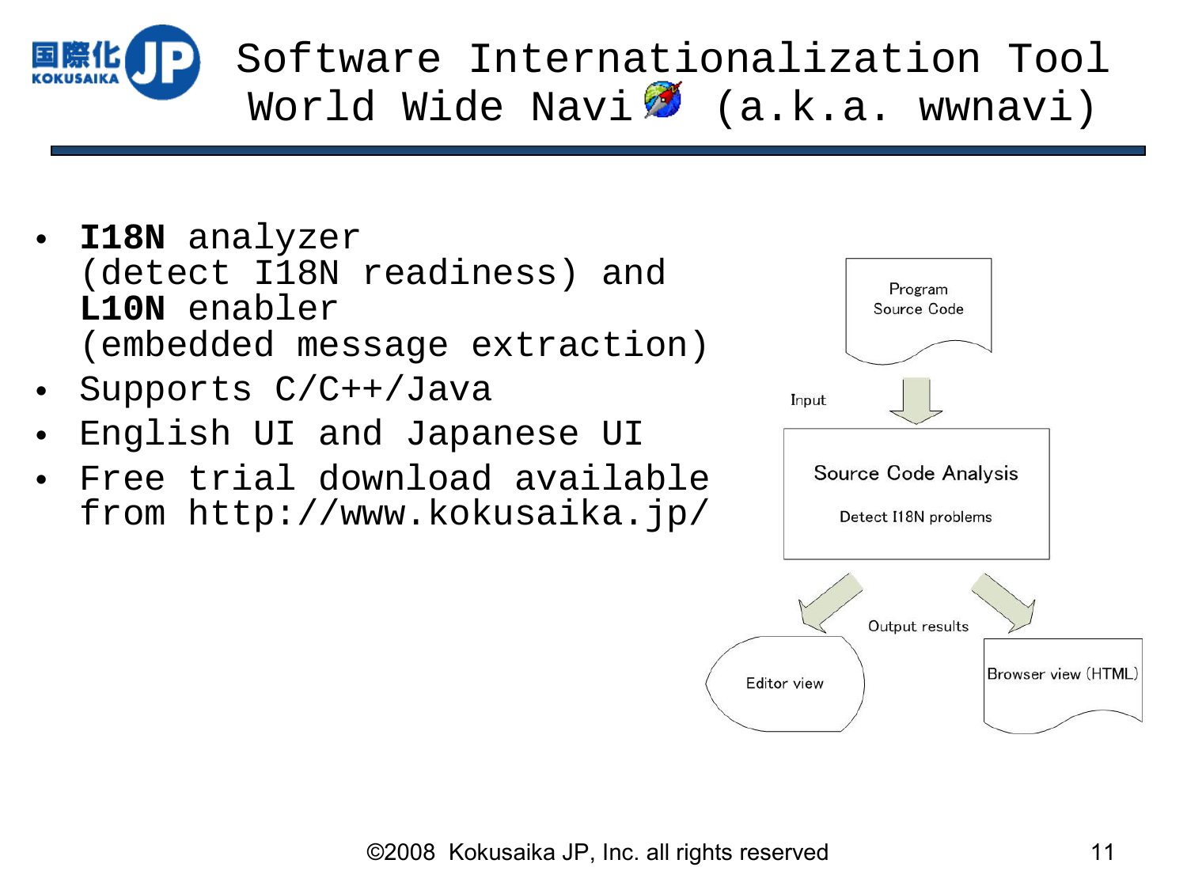# Software Internationalization Tool World Wide Navi (a.k.a. wwnavi)

- **I18N** analyzer (detect I18N readiness) and **L10N** enabler (embedded message extraction)
- Supports C/C++/Java
- English UI and Japanese UI
- Free trial download available from http://www.kokusaika.jp/

Program Source Code

Input

Source Code Analysis

Detect I18N problems

Output results

Editor view

Browser view (HTML)

©2008 Kokusaika JP, Inc. all rights reserved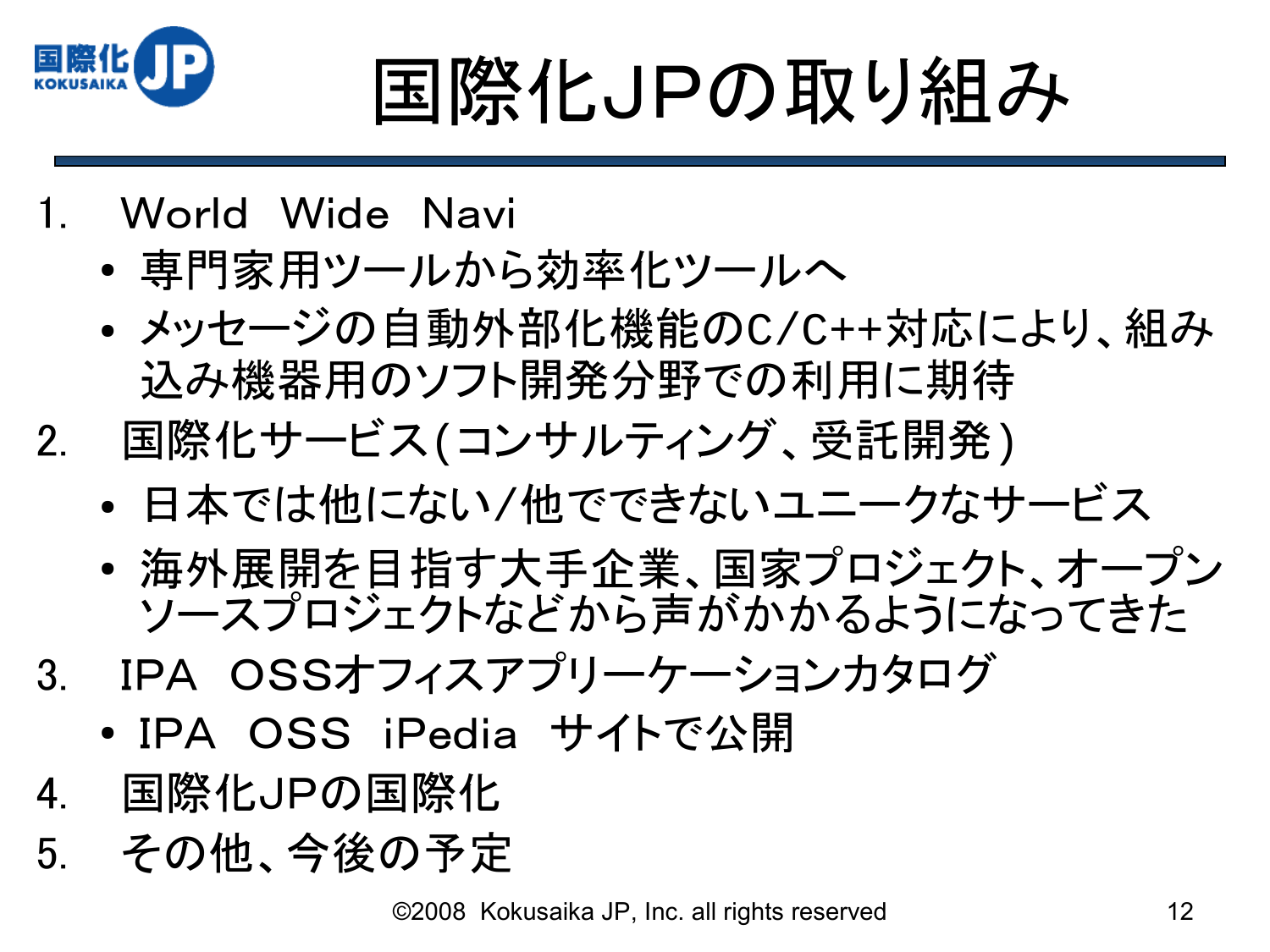# 国際化JPの取り組み

1. World Wide Navi
   - 専門家用ツールから効率化ツールへ
   - メッセージの自動外部化機能のC/C++対応により、組み込み機器用のソフト開発分野での利用に期待
2. 国際化サービス(コンサルティング、受託開発)
   - 日本では他にない/他でできないユニークなサービス
   - 海外展開を目指す大手企業、国家プロジェクト、オープンソースプロジェクトなどから声がかかるようになってきた
3. IPA OSSオフィスアプリーケーションカタログ
   - IPA OSS iPedia サイトで公開
4. 国際化JPの国際化
5. その他、今後の予定

©2008 Kokusaika JP, Inc. all rights reserved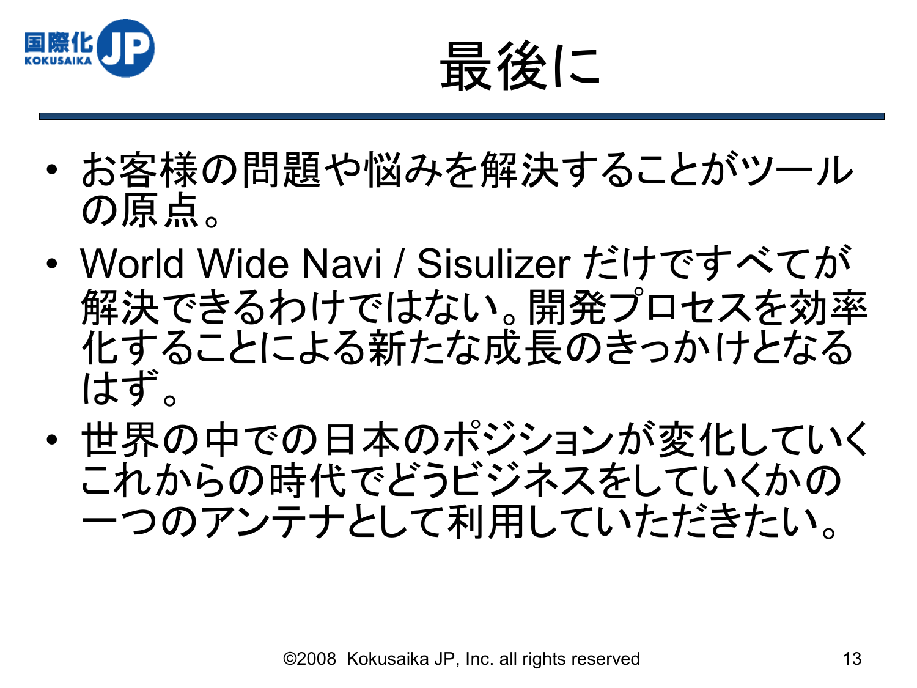# 最後に

- お客様の問題や悩みを解決することがツールの原点。
- World Wide Navi / Sisulizer だけですべてが解決できるわけではない。開発プロセスを効率化することによる新たな成長のきっかけとなるはず。
- 世界の中での日本のポジションが変化していくこれからの時代でどうビジネスをしていくかの一つのアンテナとして利用していただきたい。

©2008 Kokusaika JP, Inc. all rights reserved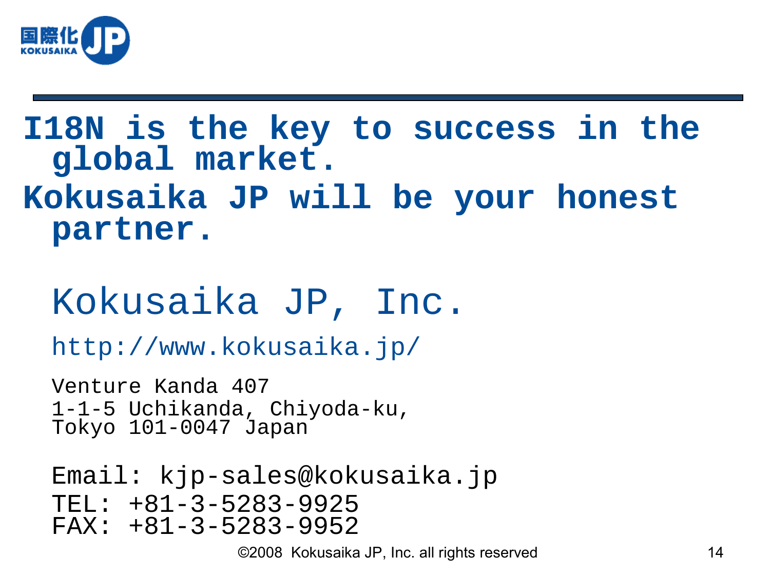## I18N is the key to success in the global market.

## Kokusaika JP will be your honest partner.

# Kokusaika JP, Inc.

http://www.kokusaika.jp/

Venture Kanda 407
1-1-5 Uchikanda, Chiyoda-ku,
Tokyo 101-0047 Japan

Email: kjp-sales@kokusaika.jp
TEL: +81-3-5283-9925
FAX: +81-3-5283-9952

©2008 Kokusaika JP, Inc. all rights reserved